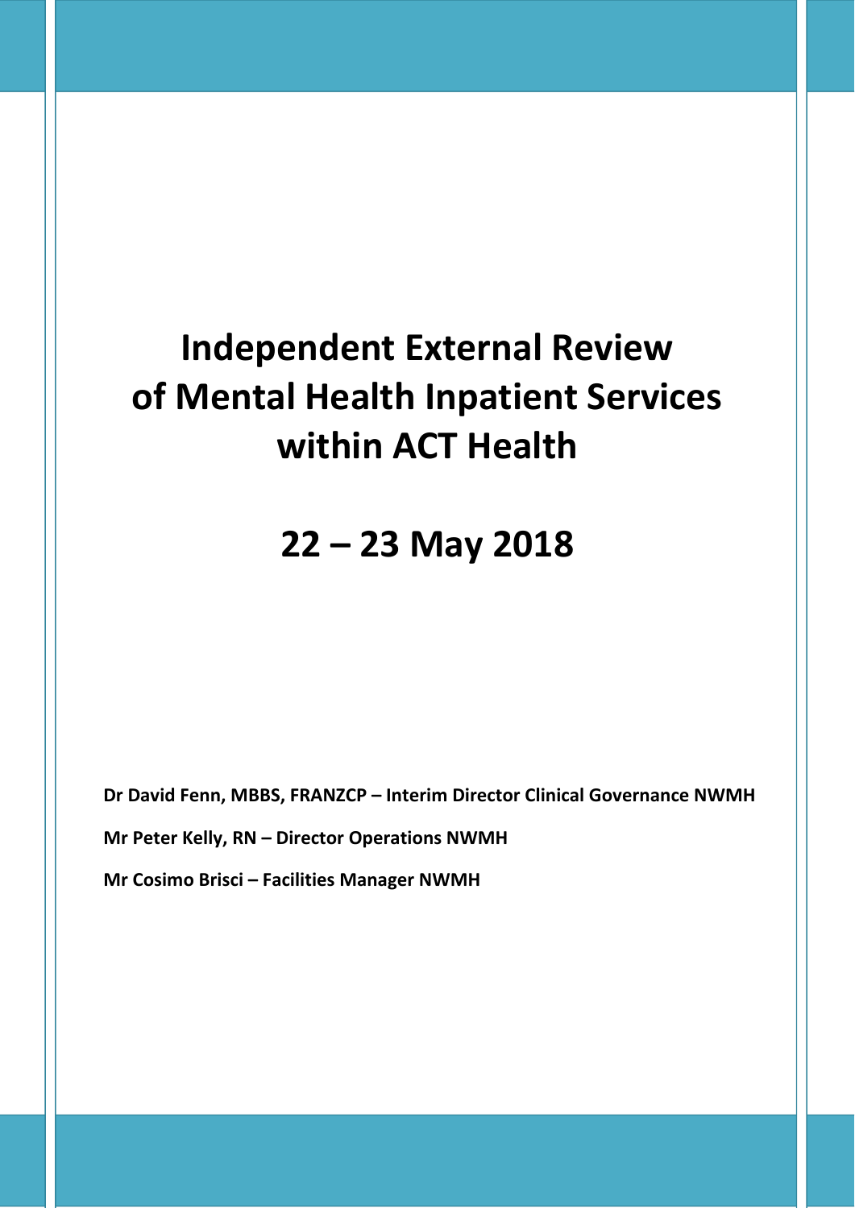# Independent External Review of Mental Health Inpatient Services within ACT Health

## 22 – 23 May 2018

**Dr David Fenn, MBBS, FRANZCP – Interim Director Clinical Governance NWMH**

**Mr Peter Kelly, RN – Director Operations NWMH**

**Mr Cosimo Brisci – Facilities Manager NWMH**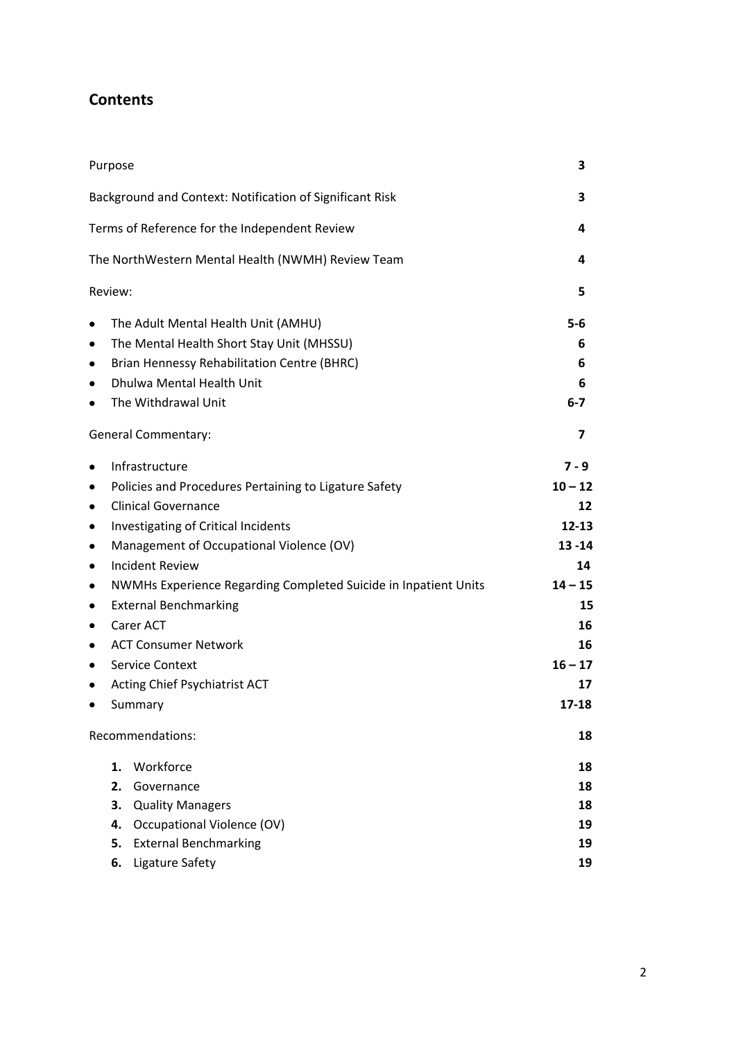## Contents

| | |
|---|---|
| Purpose | **3** |
| Background and Context: Notification of Significant Risk | **3** |
| Terms of Reference for the Independent Review | **4** |
| The NorthWestern Mental Health (NWMH) Review Team | **4** |
| Review: | **5** |
| • The Adult Mental Health Unit (AMHU) | **5-6** |
| • The Mental Health Short Stay Unit (MHSSU) | **6** |
| • Brian Hennessy Rehabilitation Centre (BHRC) | **6** |
| • Dhulwa Mental Health Unit | **6** |
| • The Withdrawal Unit | **6-7** |
| General Commentary: | **7** |
| • Infrastructure | **7 - 9** |
| • Policies and Procedures Pertaining to Ligature Safety | **10 – 12** |
| • Clinical Governance | **12** |
| • Investigating of Critical Incidents | **12-13** |
| • Management of Occupational Violence (OV) | **13 -14** |
| • Incident Review | **14** |
| • NWMHs Experience Regarding Completed Suicide in Inpatient Units | **14 – 15** |
| • External Benchmarking | **15** |
| • Carer ACT | **16** |
| • ACT Consumer Network | **16** |
| • Service Context | **16 – 17** |
| • Acting Chief Psychiatrist ACT | **17** |
| • Summary | **17-18** |
| Recommendations: | **18** |
| **1.** Workforce | **18** |
| **2.** Governance | **18** |
| **3.** Quality Managers | **18** |
| **4.** Occupational Violence (OV) | **19** |
| **5.** External Benchmarking | **19** |
| **6.** Ligature Safety | **19** |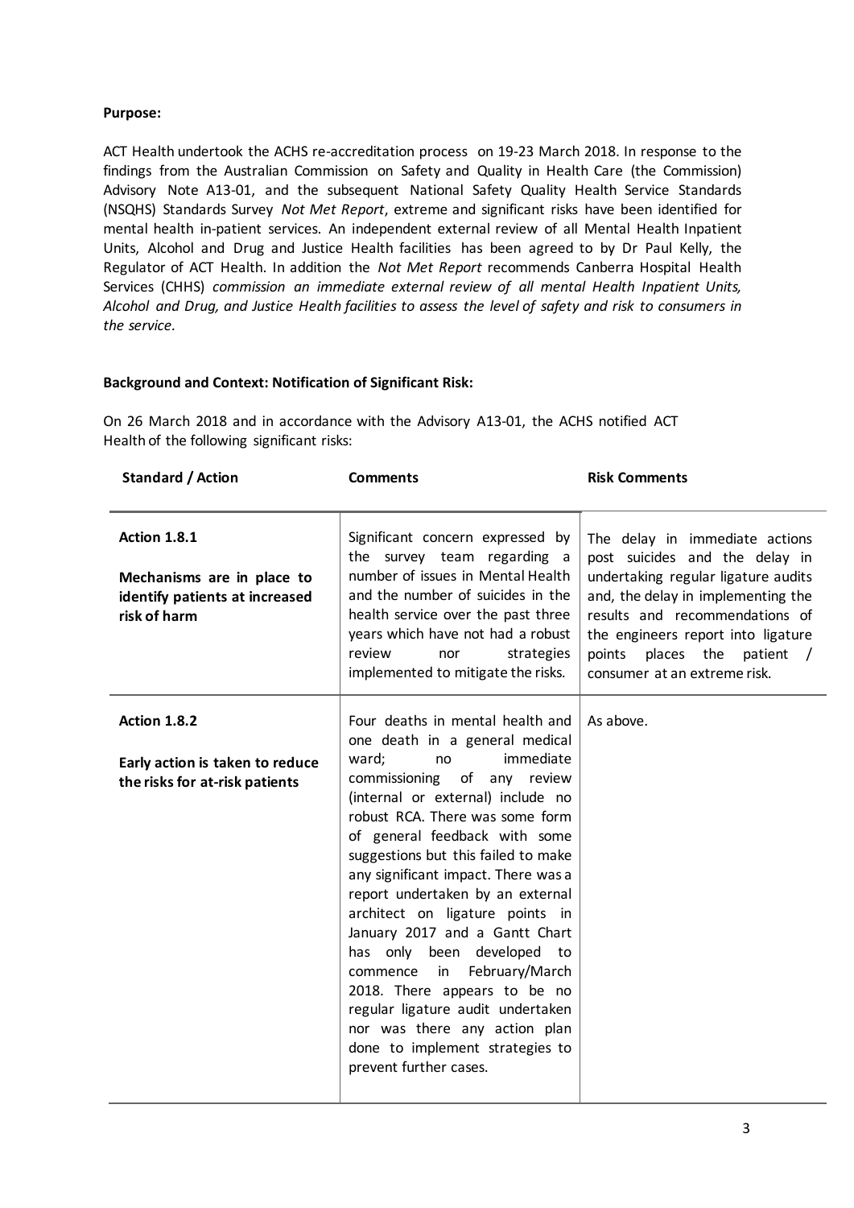**Purpose:**

ACT Health undertook the ACHS re-accreditation process on 19-23 March 2018. In response to the findings from the Australian Commission on Safety and Quality in Health Care (the Commission) Advisory Note A13-01, and the subsequent National Safety Quality Health Service Standards (NSQHS) Standards Survey *Not Met Report*, extreme and significant risks have been identified for mental health in-patient services. An independent external review of all Mental Health Inpatient Units, Alcohol and Drug and Justice Health facilities has been agreed to by Dr Paul Kelly, the Regulator of ACT Health. In addition the *Not Met Report* recommends Canberra Hospital Health Services (CHHS) *commission an immediate external review of all mental Health Inpatient Units, Alcohol and Drug, and Justice Health facilities to assess the level of safety and risk to consumers in the service.*

**Background and Context: Notification of Significant Risk:**

On 26 March 2018 and in accordance with the Advisory A13-01, the ACHS notified ACT Health of the following significant risks:

| Standard / Action | Comments | Risk Comments |
|---|---|---|
| **Action 1.8.1**<br><br>**Mechanisms are in place to identify patients at increased risk of harm** | Significant concern expressed by the survey team regarding a number of issues in Mental Health and the number of suicides in the health service over the past three years which have not had a robust review nor strategies implemented to mitigate the risks. | The delay in immediate actions post suicides and the delay in undertaking regular ligature audits and, the delay in implementing the results and recommendations of the engineers report into ligature points places the patient / consumer at an extreme risk. |
| **Action 1.8.2**<br><br>**Early action is taken to reduce the risks for at-risk patients** | Four deaths in mental health and one death in a general medical ward; no immediate commissioning of any review (internal or external) include no robust RCA. There was some form of general feedback with some suggestions but this failed to make any significant impact. There was a report undertaken by an external architect on ligature points in January 2017 and a Gantt Chart has only been developed to commence in February/March 2018. There appears to be no regular ligature audit undertaken nor was there any action plan done to implement strategies to prevent further cases. | As above. |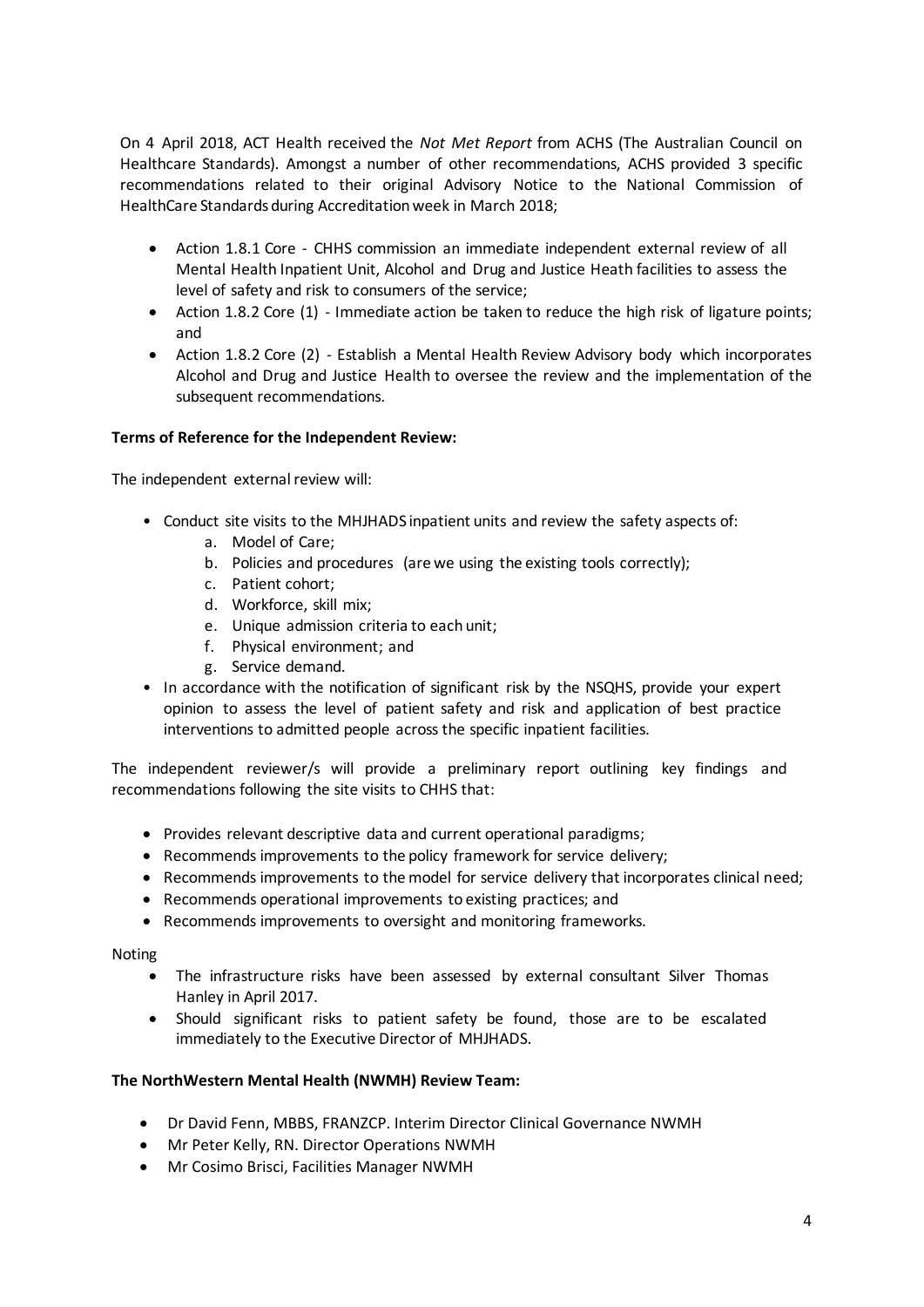On 4 April 2018, ACT Health received the *Not Met Report* from ACHS (The Australian Council on Healthcare Standards). Amongst a number of other recommendations, ACHS provided 3 specific recommendations related to their original Advisory Notice to the National Commission of HealthCare Standards during Accreditation week in March 2018;

- Action 1.8.1 Core - CHHS commission an immediate independent external review of all Mental Health Inpatient Unit, Alcohol and Drug and Justice Heath facilities to assess the level of safety and risk to consumers of the service;
- Action 1.8.2 Core (1) - Immediate action be taken to reduce the high risk of ligature points; and
- Action 1.8.2 Core (2) - Establish a Mental Health Review Advisory body which incorporates Alcohol and Drug and Justice Health to oversee the review and the implementation of the subsequent recommendations.

**Terms of Reference for the Independent Review:**

The independent external review will:

- Conduct site visits to the MHJHADS inpatient units and review the safety aspects of:
  a. Model of Care;
  b. Policies and procedures (are we using the existing tools correctly);
  c. Patient cohort;
  d. Workforce, skill mix;
  e. Unique admission criteria to each unit;
  f. Physical environment; and
  g. Service demand.
- In accordance with the notification of significant risk by the NSQHS, provide your expert opinion to assess the level of patient safety and risk and application of best practice interventions to admitted people across the specific inpatient facilities.

The independent reviewer/s will provide a preliminary report outlining key findings and recommendations following the site visits to CHHS that:

- Provides relevant descriptive data and current operational paradigms;
- Recommends improvements to the policy framework for service delivery;
- Recommends improvements to the model for service delivery that incorporates clinical need;
- Recommends operational improvements to existing practices; and
- Recommends improvements to oversight and monitoring frameworks.

Noting

- The infrastructure risks have been assessed by external consultant Silver Thomas Hanley in April 2017.
- Should significant risks to patient safety be found, those are to be escalated immediately to the Executive Director of MHJHADS.

**The NorthWestern Mental Health (NWMH) Review Team:**

- Dr David Fenn, MBBS, FRANZCP. Interim Director Clinical Governance NWMH
- Mr Peter Kelly, RN. Director Operations NWMH
- Mr Cosimo Brisci, Facilities Manager NWMH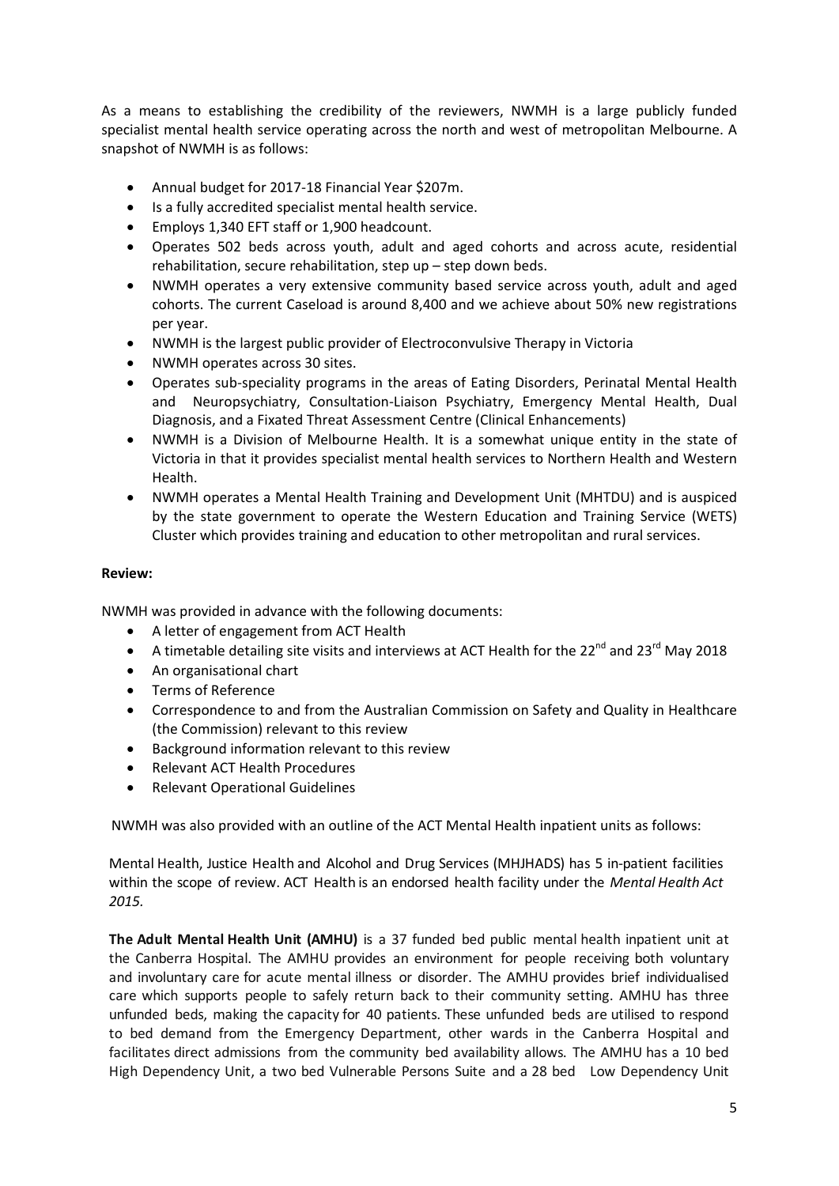As a means to establishing the credibility of the reviewers, NWMH is a large publicly funded specialist mental health service operating across the north and west of metropolitan Melbourne. A snapshot of NWMH is as follows:

- Annual budget for 2017-18 Financial Year $207m.
- Is a fully accredited specialist mental health service.
- Employs 1,340 EFT staff or 1,900 headcount.
- Operates 502 beds across youth, adult and aged cohorts and across acute, residential rehabilitation, secure rehabilitation, step up – step down beds.
- NWMH operates a very extensive community based service across youth, adult and aged cohorts. The current Caseload is around 8,400 and we achieve about 50% new registrations per year.
- NWMH is the largest public provider of Electroconvulsive Therapy in Victoria
- NWMH operates across 30 sites.
- Operates sub-speciality programs in the areas of Eating Disorders, Perinatal Mental Health and Neuropsychiatry, Consultation-Liaison Psychiatry, Emergency Mental Health, Dual Diagnosis, and a Fixated Threat Assessment Centre (Clinical Enhancements)
- NWMH is a Division of Melbourne Health. It is a somewhat unique entity in the state of Victoria in that it provides specialist mental health services to Northern Health and Western Health.
- NWMH operates a Mental Health Training and Development Unit (MHTDU) and is auspiced by the state government to operate the Western Education and Training Service (WETS) Cluster which provides training and education to other metropolitan and rural services.

**Review:**

NWMH was provided in advance with the following documents:

- A letter of engagement from ACT Health
- A timetable detailing site visits and interviews at ACT Health for the 22nd and 23rd May 2018
- An organisational chart
- Terms of Reference
- Correspondence to and from the Australian Commission on Safety and Quality in Healthcare (the Commission) relevant to this review
- Background information relevant to this review
- Relevant ACT Health Procedures
- Relevant Operational Guidelines

NWMH was also provided with an outline of the ACT Mental Health inpatient units as follows:

Mental Health, Justice Health and Alcohol and Drug Services (MHJHADS) has 5 in-patient facilities within the scope of review. ACT Health is an endorsed health facility under the *Mental Health Act 2015*.

**The Adult Mental Health Unit (AMHU)** is a 37 funded bed public mental health inpatient unit at the Canberra Hospital. The AMHU provides an environment for people receiving both voluntary and involuntary care for acute mental illness or disorder. The AMHU provides brief individualised care which supports people to safely return back to their community setting. AMHU has three unfunded beds, making the capacity for 40 patients. These unfunded beds are utilised to respond to bed demand from the Emergency Department, other wards in the Canberra Hospital and facilitates direct admissions from the community bed availability allows. The AMHU has a 10 bed High Dependency Unit, a two bed Vulnerable Persons Suite and a 28 bed Low Dependency Unit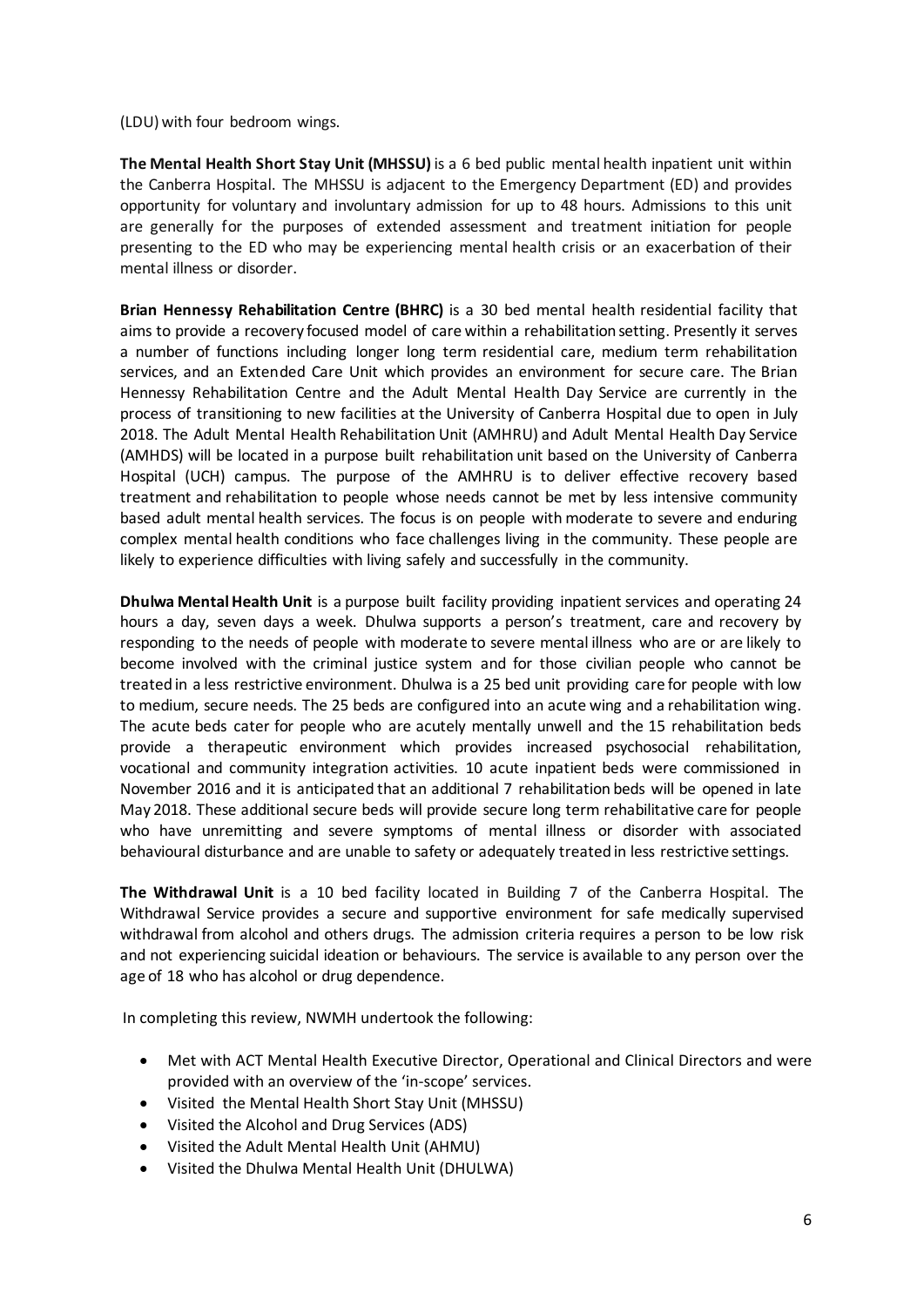(LDU) with four bedroom wings.

**The Mental Health Short Stay Unit (MHSSU)** is a 6 bed public mental health inpatient unit within the Canberra Hospital. The MHSSU is adjacent to the Emergency Department (ED) and provides opportunity for voluntary and involuntary admission for up to 48 hours. Admissions to this unit are generally for the purposes of extended assessment and treatment initiation for people presenting to the ED who may be experiencing mental health crisis or an exacerbation of their mental illness or disorder.

**Brian Hennessy Rehabilitation Centre (BHRC)** is a 30 bed mental health residential facility that aims to provide a recovery focused model of care within a rehabilitation setting. Presently it serves a number of functions including longer long term residential care, medium term rehabilitation services, and an Extended Care Unit which provides an environment for secure care. The Brian Hennessy Rehabilitation Centre and the Adult Mental Health Day Service are currently in the process of transitioning to new facilities at the University of Canberra Hospital due to open in July 2018. The Adult Mental Health Rehabilitation Unit (AMHRU) and Adult Mental Health Day Service (AMHDS) will be located in a purpose built rehabilitation unit based on the University of Canberra Hospital (UCH) campus. The purpose of the AMHRU is to deliver effective recovery based treatment and rehabilitation to people whose needs cannot be met by less intensive community based adult mental health services. The focus is on people with moderate to severe and enduring complex mental health conditions who face challenges living in the community. These people are likely to experience difficulties with living safely and successfully in the community.

**Dhulwa Mental Health Unit** is a purpose built facility providing inpatient services and operating 24 hours a day, seven days a week. Dhulwa supports a person's treatment, care and recovery by responding to the needs of people with moderate to severe mental illness who are or are likely to become involved with the criminal justice system and for those civilian people who cannot be treated in a less restrictive environment. Dhulwa is a 25 bed unit providing care for people with low to medium, secure needs. The 25 beds are configured into an acute wing and a rehabilitation wing. The acute beds cater for people who are acutely mentally unwell and the 15 rehabilitation beds provide a therapeutic environment which provides increased psychosocial rehabilitation, vocational and community integration activities. 10 acute inpatient beds were commissioned in November 2016 and it is anticipated that an additional 7 rehabilitation beds will be opened in late May 2018. These additional secure beds will provide secure long term rehabilitative care for people who have unremitting and severe symptoms of mental illness or disorder with associated behavioural disturbance and are unable to safety or adequately treated in less restrictive settings.

**The Withdrawal Unit** is a 10 bed facility located in Building 7 of the Canberra Hospital. The Withdrawal Service provides a secure and supportive environment for safe medically supervised withdrawal from alcohol and others drugs. The admission criteria requires a person to be low risk and not experiencing suicidal ideation or behaviours. The service is available to any person over the age of 18 who has alcohol or drug dependence.

In completing this review, NWMH undertook the following:

- Met with ACT Mental Health Executive Director, Operational and Clinical Directors and were provided with an overview of the 'in-scope' services.
- Visited the Mental Health Short Stay Unit (MHSSU)
- Visited the Alcohol and Drug Services (ADS)
- Visited the Adult Mental Health Unit (AHMU)
- Visited the Dhulwa Mental Health Unit (DHULWA)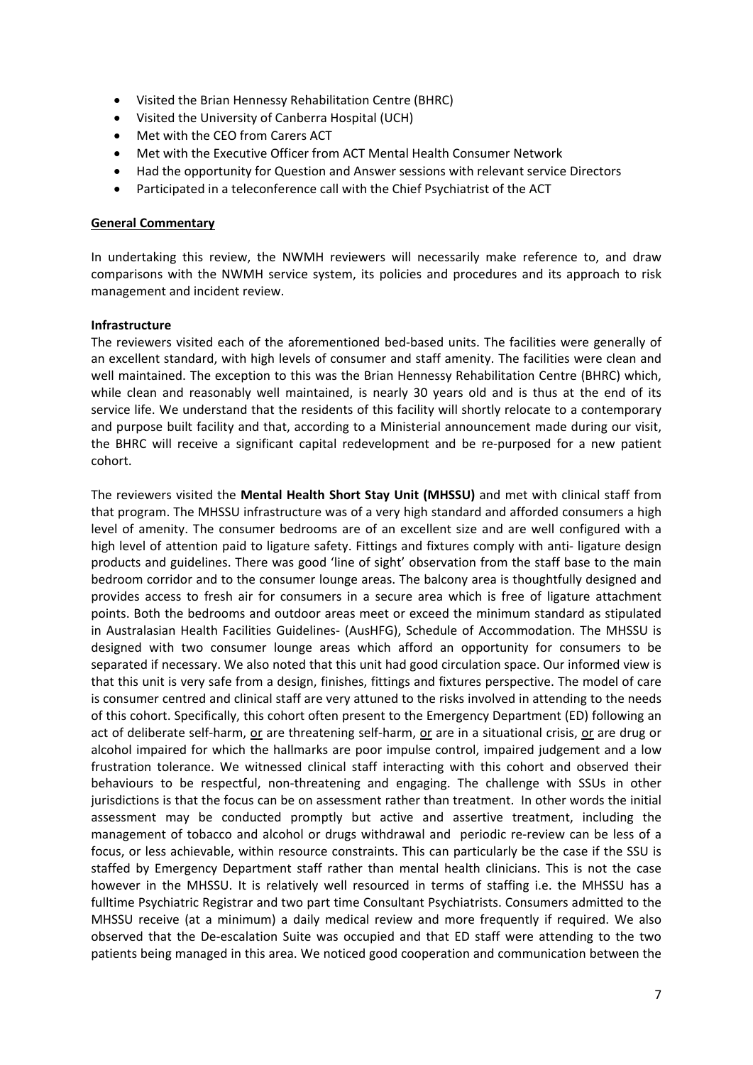- Visited the Brian Hennessy Rehabilitation Centre (BHRC)
- Visited the University of Canberra Hospital (UCH)
- Met with the CEO from Carers ACT
- Met with the Executive Officer from ACT Mental Health Consumer Network
- Had the opportunity for Question and Answer sessions with relevant service Directors
- Participated in a teleconference call with the Chief Psychiatrist of the ACT

**General Commentary**

In undertaking this review, the NWMH reviewers will necessarily make reference to, and draw comparisons with the NWMH service system, its policies and procedures and its approach to risk management and incident review.

**Infrastructure**

The reviewers visited each of the aforementioned bed-based units. The facilities were generally of an excellent standard, with high levels of consumer and staff amenity. The facilities were clean and well maintained. The exception to this was the Brian Hennessy Rehabilitation Centre (BHRC) which, while clean and reasonably well maintained, is nearly 30 years old and is thus at the end of its service life. We understand that the residents of this facility will shortly relocate to a contemporary and purpose built facility and that, according to a Ministerial announcement made during our visit, the BHRC will receive a significant capital redevelopment and be re-purposed for a new patient cohort.

The reviewers visited the **Mental Health Short Stay Unit (MHSSU)** and met with clinical staff from that program. The MHSSU infrastructure was of a very high standard and afforded consumers a high level of amenity. The consumer bedrooms are of an excellent size and are well configured with a high level of attention paid to ligature safety. Fittings and fixtures comply with anti- ligature design products and guidelines. There was good 'line of sight' observation from the staff base to the main bedroom corridor and to the consumer lounge areas. The balcony area is thoughtfully designed and provides access to fresh air for consumers in a secure area which is free of ligature attachment points. Both the bedrooms and outdoor areas meet or exceed the minimum standard as stipulated in Australasian Health Facilities Guidelines- (AusHFG), Schedule of Accommodation. The MHSSU is designed with two consumer lounge areas which afford an opportunity for consumers to be separated if necessary. We also noted that this unit had good circulation space. Our informed view is that this unit is very safe from a design, finishes, fittings and fixtures perspective. The model of care is consumer centred and clinical staff are very attuned to the risks involved in attending to the needs of this cohort. Specifically, this cohort often present to the Emergency Department (ED) following an act of deliberate self-harm, <u>or</u> are threatening self-harm, <u>or</u> are in a situational crisis, <u>or</u> are drug or alcohol impaired for which the hallmarks are poor impulse control, impaired judgement and a low frustration tolerance. We witnessed clinical staff interacting with this cohort and observed their behaviours to be respectful, non-threatening and engaging. The challenge with SSUs in other jurisdictions is that the focus can be on assessment rather than treatment. In other words the initial assessment may be conducted promptly but active and assertive treatment, including the management of tobacco and alcohol or drugs withdrawal and periodic re-review can be less of a focus, or less achievable, within resource constraints. This can particularly be the case if the SSU is staffed by Emergency Department staff rather than mental health clinicians. This is not the case however in the MHSSU. It is relatively well resourced in terms of staffing i.e. the MHSSU has a fulltime Psychiatric Registrar and two part time Consultant Psychiatrists. Consumers admitted to the MHSSU receive (at a minimum) a daily medical review and more frequently if required. We also observed that the De-escalation Suite was occupied and that ED staff were attending to the two patients being managed in this area. We noticed good cooperation and communication between the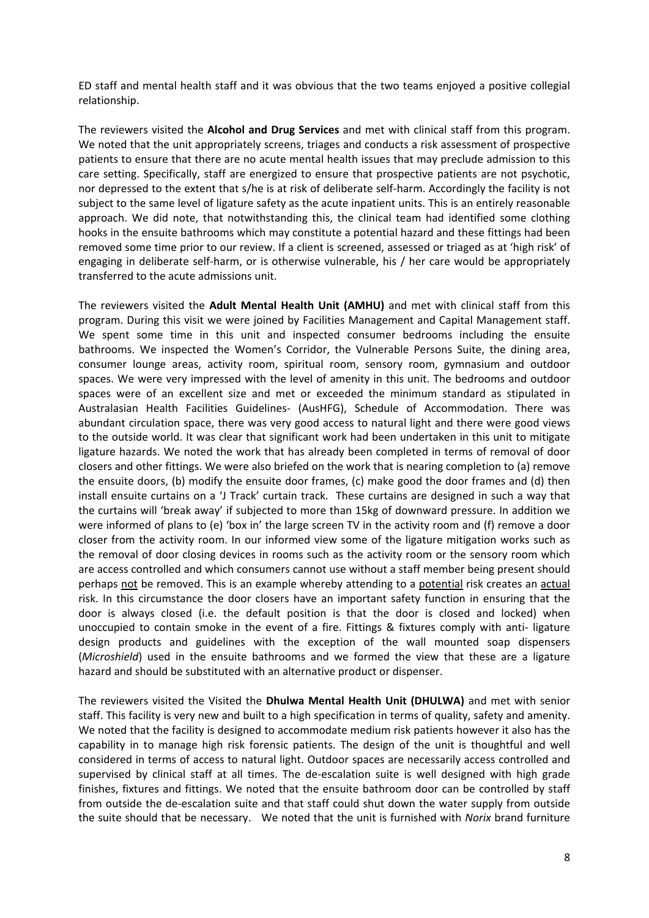ED staff and mental health staff and it was obvious that the two teams enjoyed a positive collegial relationship.

The reviewers visited the **Alcohol and Drug Services** and met with clinical staff from this program. We noted that the unit appropriately screens, triages and conducts a risk assessment of prospective patients to ensure that there are no acute mental health issues that may preclude admission to this care setting. Specifically, staff are energized to ensure that prospective patients are not psychotic, nor depressed to the extent that s/he is at risk of deliberate self-harm. Accordingly the facility is not subject to the same level of ligature safety as the acute inpatient units. This is an entirely reasonable approach. We did note, that notwithstanding this, the clinical team had identified some clothing hooks in the ensuite bathrooms which may constitute a potential hazard and these fittings had been removed some time prior to our review. If a client is screened, assessed or triaged as at 'high risk' of engaging in deliberate self-harm, or is otherwise vulnerable, his / her care would be appropriately transferred to the acute admissions unit.

The reviewers visited the **Adult Mental Health Unit (AMHU)** and met with clinical staff from this program. During this visit we were joined by Facilities Management and Capital Management staff. We spent some time in this unit and inspected consumer bedrooms including the ensuite bathrooms. We inspected the Women's Corridor, the Vulnerable Persons Suite, the dining area, consumer lounge areas, activity room, spiritual room, sensory room, gymnasium and outdoor spaces. We were very impressed with the level of amenity in this unit. The bedrooms and outdoor spaces were of an excellent size and met or exceeded the minimum standard as stipulated in Australasian Health Facilities Guidelines- (AusHFG), Schedule of Accommodation. There was abundant circulation space, there was very good access to natural light and there were good views to the outside world. It was clear that significant work had been undertaken in this unit to mitigate ligature hazards. We noted the work that has already been completed in terms of removal of door closers and other fittings. We were also briefed on the work that is nearing completion to (a) remove the ensuite doors, (b) modify the ensuite door frames, (c) make good the door frames and (d) then install ensuite curtains on a 'J Track' curtain track. These curtains are designed in such a way that the curtains will 'break away' if subjected to more than 15kg of downward pressure. In addition we were informed of plans to (e) 'box in' the large screen TV in the activity room and (f) remove a door closer from the activity room. In our informed view some of the ligature mitigation works such as the removal of door closing devices in rooms such as the activity room or the sensory room which are access controlled and which consumers cannot use without a staff member being present should perhaps <u>not</u> be removed. This is an example whereby attending to a <u>potential</u> risk creates an <u>actual</u> risk. In this circumstance the door closers have an important safety function in ensuring that the door is always closed (i.e. the default position is that the door is closed and locked) when unoccupied to contain smoke in the event of a fire. Fittings & fixtures comply with anti- ligature design products and guidelines with the exception of the wall mounted soap dispensers (*Microshield*) used in the ensuite bathrooms and we formed the view that these are a ligature hazard and should be substituted with an alternative product or dispenser.

The reviewers visited the Visited the **Dhulwa Mental Health Unit (DHULWA)** and met with senior staff. This facility is very new and built to a high specification in terms of quality, safety and amenity. We noted that the facility is designed to accommodate medium risk patients however it also has the capability in to manage high risk forensic patients. The design of the unit is thoughtful and well considered in terms of access to natural light. Outdoor spaces are necessarily access controlled and supervised by clinical staff at all times. The de-escalation suite is well designed with high grade finishes, fixtures and fittings. We noted that the ensuite bathroom door can be controlled by staff from outside the de-escalation suite and that staff could shut down the water supply from outside the suite should that be necessary. We noted that the unit is furnished with *Norix* brand furniture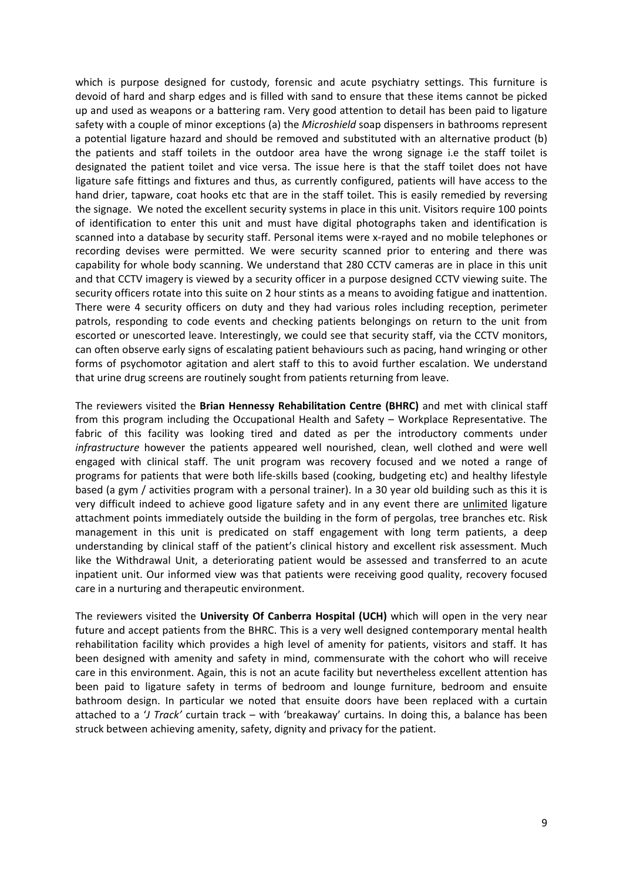which is purpose designed for custody, forensic and acute psychiatry settings. This furniture is devoid of hard and sharp edges and is filled with sand to ensure that these items cannot be picked up and used as weapons or a battering ram. Very good attention to detail has been paid to ligature safety with a couple of minor exceptions (a) the *Microshield* soap dispensers in bathrooms represent a potential ligature hazard and should be removed and substituted with an alternative product (b) the patients and staff toilets in the outdoor area have the wrong signage i.e the staff toilet is designated the patient toilet and vice versa. The issue here is that the staff toilet does not have ligature safe fittings and fixtures and thus, as currently configured, patients will have access to the hand drier, tapware, coat hooks etc that are in the staff toilet. This is easily remedied by reversing the signage. We noted the excellent security systems in place in this unit. Visitors require 100 points of identification to enter this unit and must have digital photographs taken and identification is scanned into a database by security staff. Personal items were x-rayed and no mobile telephones or recording devises were permitted. We were security scanned prior to entering and there was capability for whole body scanning. We understand that 280 CCTV cameras are in place in this unit and that CCTV imagery is viewed by a security officer in a purpose designed CCTV viewing suite. The security officers rotate into this suite on 2 hour stints as a means to avoiding fatigue and inattention. There were 4 security officers on duty and they had various roles including reception, perimeter patrols, responding to code events and checking patients belongings on return to the unit from escorted or unescorted leave. Interestingly, we could see that security staff, via the CCTV monitors, can often observe early signs of escalating patient behaviours such as pacing, hand wringing or other forms of psychomotor agitation and alert staff to this to avoid further escalation. We understand that urine drug screens are routinely sought from patients returning from leave.

The reviewers visited the **Brian Hennessy Rehabilitation Centre (BHRC)** and met with clinical staff from this program including the Occupational Health and Safety – Workplace Representative. The fabric of this facility was looking tired and dated as per the introductory comments under *infrastructure* however the patients appeared well nourished, clean, well clothed and were well engaged with clinical staff. The unit program was recovery focused and we noted a range of programs for patients that were both life-skills based (cooking, budgeting etc) and healthy lifestyle based (a gym / activities program with a personal trainer). In a 30 year old building such as this it is very difficult indeed to achieve good ligature safety and in any event there are <u>unlimited</u> ligature attachment points immediately outside the building in the form of pergolas, tree branches etc. Risk management in this unit is predicated on staff engagement with long term patients, a deep understanding by clinical staff of the patient's clinical history and excellent risk assessment. Much like the Withdrawal Unit, a deteriorating patient would be assessed and transferred to an acute inpatient unit. Our informed view was that patients were receiving good quality, recovery focused care in a nurturing and therapeutic environment.

The reviewers visited the **University Of Canberra Hospital (UCH)** which will open in the very near future and accept patients from the BHRC. This is a very well designed contemporary mental health rehabilitation facility which provides a high level of amenity for patients, visitors and staff. It has been designed with amenity and safety in mind, commensurate with the cohort who will receive care in this environment. Again, this is not an acute facility but nevertheless excellent attention has been paid to ligature safety in terms of bedroom and lounge furniture, bedroom and ensuite bathroom design. In particular we noted that ensuite doors have been replaced with a curtain attached to a '*J Track*' curtain track – with 'breakaway' curtains. In doing this, a balance has been struck between achieving amenity, safety, dignity and privacy for the patient.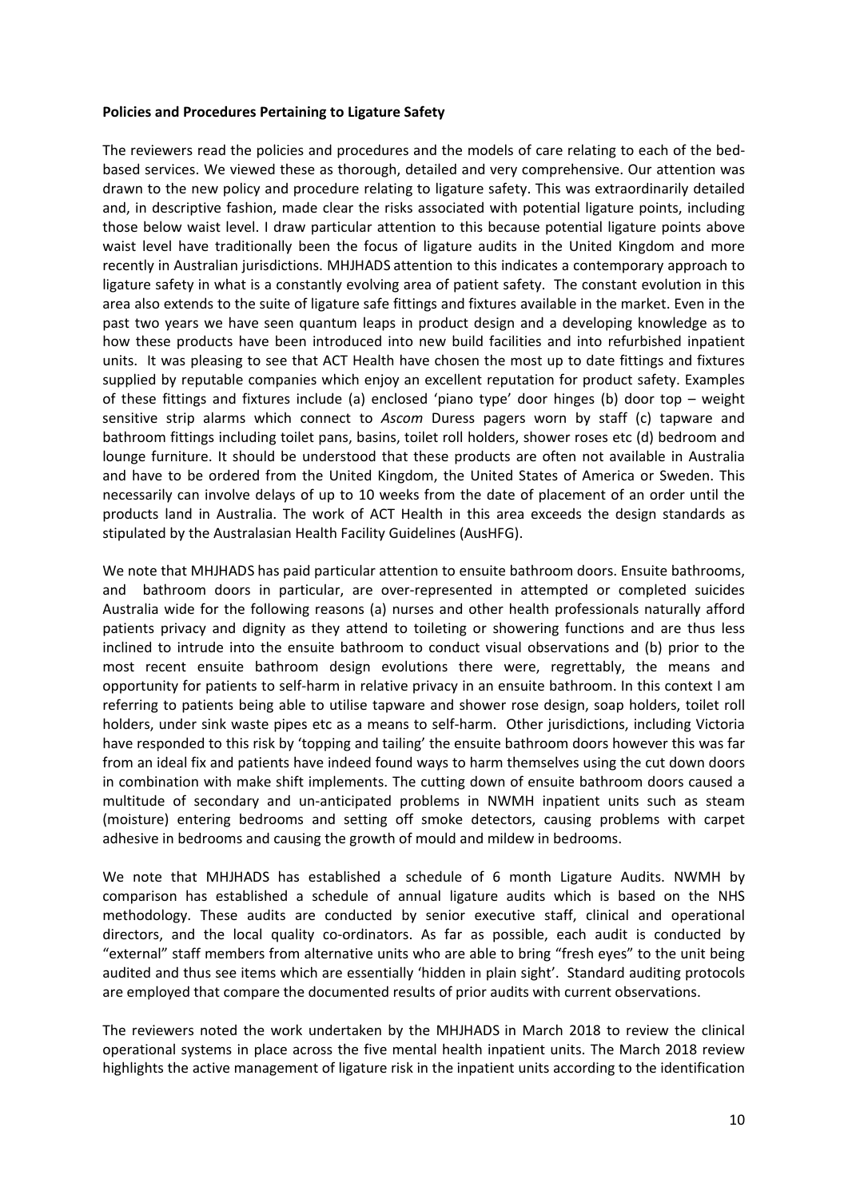**Policies and Procedures Pertaining to Ligature Safety**

The reviewers read the policies and procedures and the models of care relating to each of the bed-based services. We viewed these as thorough, detailed and very comprehensive. Our attention was drawn to the new policy and procedure relating to ligature safety. This was extraordinarily detailed and, in descriptive fashion, made clear the risks associated with potential ligature points, including those below waist level. I draw particular attention to this because potential ligature points above waist level have traditionally been the focus of ligature audits in the United Kingdom and more recently in Australian jurisdictions. MHJHADS attention to this indicates a contemporary approach to ligature safety in what is a constantly evolving area of patient safety. The constant evolution in this area also extends to the suite of ligature safe fittings and fixtures available in the market. Even in the past two years we have seen quantum leaps in product design and a developing knowledge as to how these products have been introduced into new build facilities and into refurbished inpatient units. It was pleasing to see that ACT Health have chosen the most up to date fittings and fixtures supplied by reputable companies which enjoy an excellent reputation for product safety. Examples of these fittings and fixtures include (a) enclosed 'piano type' door hinges (b) door top – weight sensitive strip alarms which connect to *Ascom* Duress pagers worn by staff (c) tapware and bathroom fittings including toilet pans, basins, toilet roll holders, shower roses etc (d) bedroom and lounge furniture. It should be understood that these products are often not available in Australia and have to be ordered from the United Kingdom, the United States of America or Sweden. This necessarily can involve delays of up to 10 weeks from the date of placement of an order until the products land in Australia. The work of ACT Health in this area exceeds the design standards as stipulated by the Australasian Health Facility Guidelines (AusHFG).

We note that MHJHADS has paid particular attention to ensuite bathroom doors. Ensuite bathrooms, and bathroom doors in particular, are over-represented in attempted or completed suicides Australia wide for the following reasons (a) nurses and other health professionals naturally afford patients privacy and dignity as they attend to toileting or showering functions and are thus less inclined to intrude into the ensuite bathroom to conduct visual observations and (b) prior to the most recent ensuite bathroom design evolutions there were, regrettably, the means and opportunity for patients to self-harm in relative privacy in an ensuite bathroom. In this context I am referring to patients being able to utilise tapware and shower rose design, soap holders, toilet roll holders, under sink waste pipes etc as a means to self-harm. Other jurisdictions, including Victoria have responded to this risk by 'topping and tailing' the ensuite bathroom doors however this was far from an ideal fix and patients have indeed found ways to harm themselves using the cut down doors in combination with make shift implements. The cutting down of ensuite bathroom doors caused a multitude of secondary and un-anticipated problems in NWMH inpatient units such as steam (moisture) entering bedrooms and setting off smoke detectors, causing problems with carpet adhesive in bedrooms and causing the growth of mould and mildew in bedrooms.

We note that MHJHADS has established a schedule of 6 month Ligature Audits. NWMH by comparison has established a schedule of annual ligature audits which is based on the NHS methodology. These audits are conducted by senior executive staff, clinical and operational directors, and the local quality co-ordinators. As far as possible, each audit is conducted by "external" staff members from alternative units who are able to bring "fresh eyes" to the unit being audited and thus see items which are essentially 'hidden in plain sight'. Standard auditing protocols are employed that compare the documented results of prior audits with current observations.

The reviewers noted the work undertaken by the MHJHADS in March 2018 to review the clinical operational systems in place across the five mental health inpatient units. The March 2018 review highlights the active management of ligature risk in the inpatient units according to the identification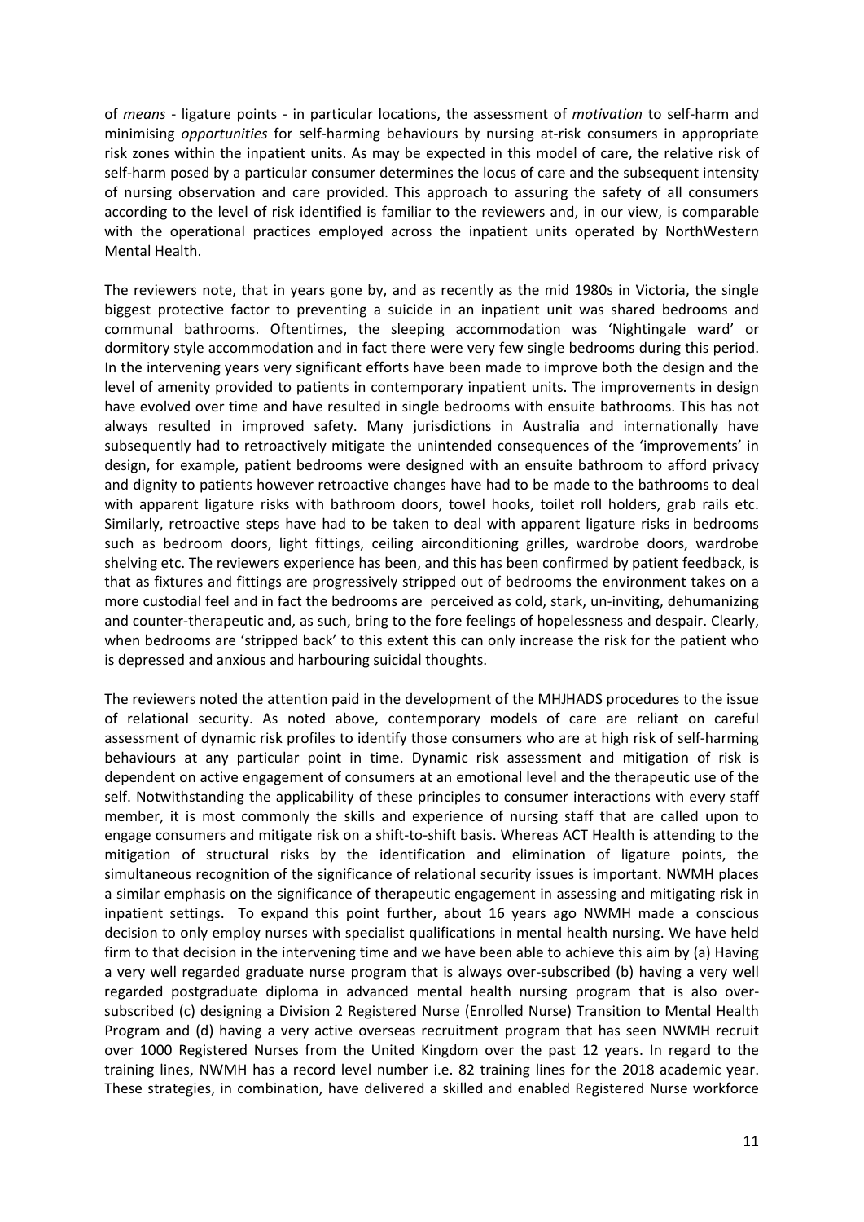of *means* - ligature points - in particular locations, the assessment of *motivation* to self-harm and minimising *opportunities* for self-harming behaviours by nursing at-risk consumers in appropriate risk zones within the inpatient units. As may be expected in this model of care, the relative risk of self-harm posed by a particular consumer determines the locus of care and the subsequent intensity of nursing observation and care provided. This approach to assuring the safety of all consumers according to the level of risk identified is familiar to the reviewers and, in our view, is comparable with the operational practices employed across the inpatient units operated by NorthWestern Mental Health.

The reviewers note, that in years gone by, and as recently as the mid 1980s in Victoria, the single biggest protective factor to preventing a suicide in an inpatient unit was shared bedrooms and communal bathrooms. Oftentimes, the sleeping accommodation was 'Nightingale ward' or dormitory style accommodation and in fact there were very few single bedrooms during this period. In the intervening years very significant efforts have been made to improve both the design and the level of amenity provided to patients in contemporary inpatient units. The improvements in design have evolved over time and have resulted in single bedrooms with ensuite bathrooms. This has not always resulted in improved safety. Many jurisdictions in Australia and internationally have subsequently had to retroactively mitigate the unintended consequences of the 'improvements' in design, for example, patient bedrooms were designed with an ensuite bathroom to afford privacy and dignity to patients however retroactive changes have had to be made to the bathrooms to deal with apparent ligature risks with bathroom doors, towel hooks, toilet roll holders, grab rails etc. Similarly, retroactive steps have had to be taken to deal with apparent ligature risks in bedrooms such as bedroom doors, light fittings, ceiling airconditioning grilles, wardrobe doors, wardrobe shelving etc. The reviewers experience has been, and this has been confirmed by patient feedback, is that as fixtures and fittings are progressively stripped out of bedrooms the environment takes on a more custodial feel and in fact the bedrooms are perceived as cold, stark, un-inviting, dehumanizing and counter-therapeutic and, as such, bring to the fore feelings of hopelessness and despair. Clearly, when bedrooms are 'stripped back' to this extent this can only increase the risk for the patient who is depressed and anxious and harbouring suicidal thoughts.

The reviewers noted the attention paid in the development of the MHJHADS procedures to the issue of relational security. As noted above, contemporary models of care are reliant on careful assessment of dynamic risk profiles to identify those consumers who are at high risk of self-harming behaviours at any particular point in time. Dynamic risk assessment and mitigation of risk is dependent on active engagement of consumers at an emotional level and the therapeutic use of the self. Notwithstanding the applicability of these principles to consumer interactions with every staff member, it is most commonly the skills and experience of nursing staff that are called upon to engage consumers and mitigate risk on a shift-to-shift basis. Whereas ACT Health is attending to the mitigation of structural risks by the identification and elimination of ligature points, the simultaneous recognition of the significance of relational security issues is important. NWMH places a similar emphasis on the significance of therapeutic engagement in assessing and mitigating risk in inpatient settings. To expand this point further, about 16 years ago NWMH made a conscious decision to only employ nurses with specialist qualifications in mental health nursing. We have held firm to that decision in the intervening time and we have been able to achieve this aim by (a) Having a very well regarded graduate nurse program that is always over-subscribed (b) having a very well regarded postgraduate diploma in advanced mental health nursing program that is also over-subscribed (c) designing a Division 2 Registered Nurse (Enrolled Nurse) Transition to Mental Health Program and (d) having a very active overseas recruitment program that has seen NWMH recruit over 1000 Registered Nurses from the United Kingdom over the past 12 years. In regard to the training lines, NWMH has a record level number i.e. 82 training lines for the 2018 academic year. These strategies, in combination, have delivered a skilled and enabled Registered Nurse workforce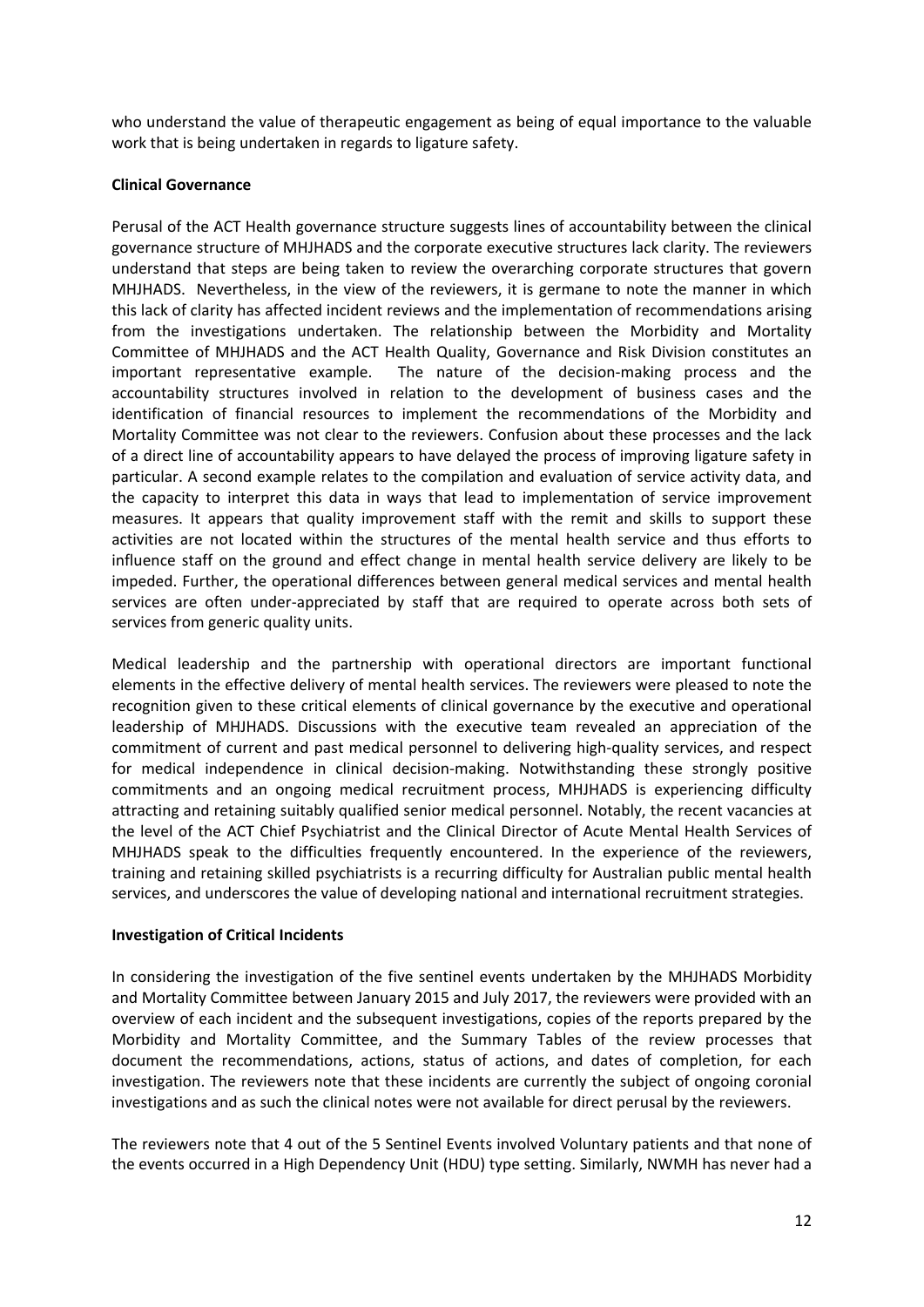who understand the value of therapeutic engagement as being of equal importance to the valuable work that is being undertaken in regards to ligature safety.

**Clinical Governance**

Perusal of the ACT Health governance structure suggests lines of accountability between the clinical governance structure of MHJHADS and the corporate executive structures lack clarity. The reviewers understand that steps are being taken to review the overarching corporate structures that govern MHJHADS. Nevertheless, in the view of the reviewers, it is germane to note the manner in which this lack of clarity has affected incident reviews and the implementation of recommendations arising from the investigations undertaken. The relationship between the Morbidity and Mortality Committee of MHJHADS and the ACT Health Quality, Governance and Risk Division constitutes an important representative example. The nature of the decision-making process and the accountability structures involved in relation to the development of business cases and the identification of financial resources to implement the recommendations of the Morbidity and Mortality Committee was not clear to the reviewers. Confusion about these processes and the lack of a direct line of accountability appears to have delayed the process of improving ligature safety in particular. A second example relates to the compilation and evaluation of service activity data, and the capacity to interpret this data in ways that lead to implementation of service improvement measures. It appears that quality improvement staff with the remit and skills to support these activities are not located within the structures of the mental health service and thus efforts to influence staff on the ground and effect change in mental health service delivery are likely to be impeded. Further, the operational differences between general medical services and mental health services are often under-appreciated by staff that are required to operate across both sets of services from generic quality units.

Medical leadership and the partnership with operational directors are important functional elements in the effective delivery of mental health services. The reviewers were pleased to note the recognition given to these critical elements of clinical governance by the executive and operational leadership of MHJHADS. Discussions with the executive team revealed an appreciation of the commitment of current and past medical personnel to delivering high-quality services, and respect for medical independence in clinical decision-making. Notwithstanding these strongly positive commitments and an ongoing medical recruitment process, MHJHADS is experiencing difficulty attracting and retaining suitably qualified senior medical personnel. Notably, the recent vacancies at the level of the ACT Chief Psychiatrist and the Clinical Director of Acute Mental Health Services of MHJHADS speak to the difficulties frequently encountered. In the experience of the reviewers, training and retaining skilled psychiatrists is a recurring difficulty for Australian public mental health services, and underscores the value of developing national and international recruitment strategies.

**Investigation of Critical Incidents**

In considering the investigation of the five sentinel events undertaken by the MHJHADS Morbidity and Mortality Committee between January 2015 and July 2017, the reviewers were provided with an overview of each incident and the subsequent investigations, copies of the reports prepared by the Morbidity and Mortality Committee, and the Summary Tables of the review processes that document the recommendations, actions, status of actions, and dates of completion, for each investigation. The reviewers note that these incidents are currently the subject of ongoing coronial investigations and as such the clinical notes were not available for direct perusal by the reviewers.

The reviewers note that 4 out of the 5 Sentinel Events involved Voluntary patients and that none of the events occurred in a High Dependency Unit (HDU) type setting. Similarly, NWMH has never had a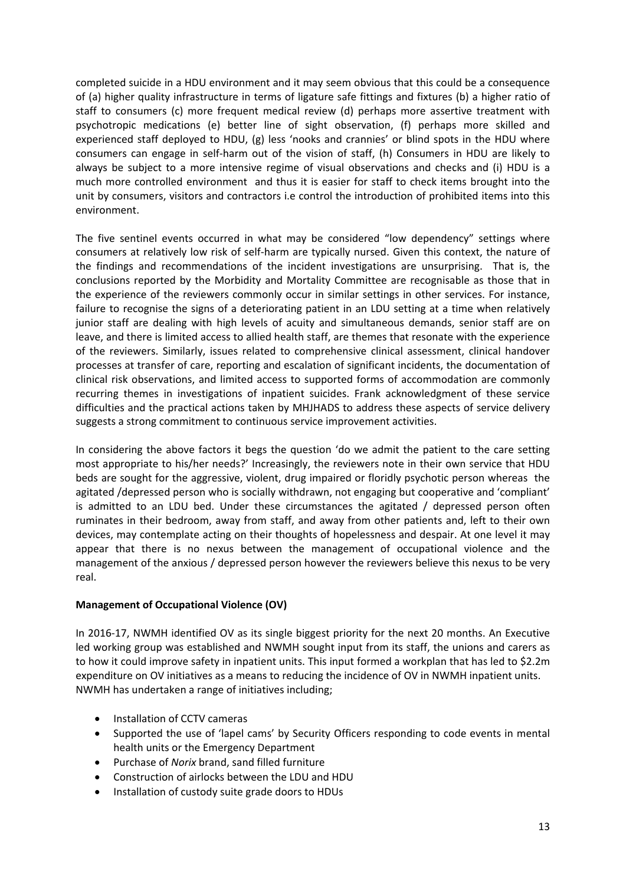completed suicide in a HDU environment and it may seem obvious that this could be a consequence of (a) higher quality infrastructure in terms of ligature safe fittings and fixtures (b) a higher ratio of staff to consumers (c) more frequent medical review (d) perhaps more assertive treatment with psychotropic medications (e) better line of sight observation, (f) perhaps more skilled and experienced staff deployed to HDU, (g) less 'nooks and crannies' or blind spots in the HDU where consumers can engage in self-harm out of the vision of staff, (h) Consumers in HDU are likely to always be subject to a more intensive regime of visual observations and checks and (i) HDU is a much more controlled environment and thus it is easier for staff to check items brought into the unit by consumers, visitors and contractors i.e control the introduction of prohibited items into this environment.

The five sentinel events occurred in what may be considered "low dependency" settings where consumers at relatively low risk of self-harm are typically nursed. Given this context, the nature of the findings and recommendations of the incident investigations are unsurprising. That is, the conclusions reported by the Morbidity and Mortality Committee are recognisable as those that in the experience of the reviewers commonly occur in similar settings in other services. For instance, failure to recognise the signs of a deteriorating patient in an LDU setting at a time when relatively junior staff are dealing with high levels of acuity and simultaneous demands, senior staff are on leave, and there is limited access to allied health staff, are themes that resonate with the experience of the reviewers. Similarly, issues related to comprehensive clinical assessment, clinical handover processes at transfer of care, reporting and escalation of significant incidents, the documentation of clinical risk observations, and limited access to supported forms of accommodation are commonly recurring themes in investigations of inpatient suicides. Frank acknowledgment of these service difficulties and the practical actions taken by MHJHADS to address these aspects of service delivery suggests a strong commitment to continuous service improvement activities.

In considering the above factors it begs the question 'do we admit the patient to the care setting most appropriate to his/her needs?' Increasingly, the reviewers note in their own service that HDU beds are sought for the aggressive, violent, drug impaired or floridly psychotic person whereas the agitated /depressed person who is socially withdrawn, not engaging but cooperative and 'compliant' is admitted to an LDU bed. Under these circumstances the agitated / depressed person often ruminates in their bedroom, away from staff, and away from other patients and, left to their own devices, may contemplate acting on their thoughts of hopelessness and despair. At one level it may appear that there is no nexus between the management of occupational violence and the management of the anxious / depressed person however the reviewers believe this nexus to be very real.

**Management of Occupational Violence (OV)**

In 2016-17, NWMH identified OV as its single biggest priority for the next 20 months. An Executive led working group was established and NWMH sought input from its staff, the unions and carers as to how it could improve safety in inpatient units. This input formed a workplan that has led to $2.2m expenditure on OV initiatives as a means to reducing the incidence of OV in NWMH inpatient units. NWMH has undertaken a range of initiatives including;

- Installation of CCTV cameras
- Supported the use of 'lapel cams' by Security Officers responding to code events in mental health units or the Emergency Department
- Purchase of *Norix* brand, sand filled furniture
- Construction of airlocks between the LDU and HDU
- Installation of custody suite grade doors to HDUs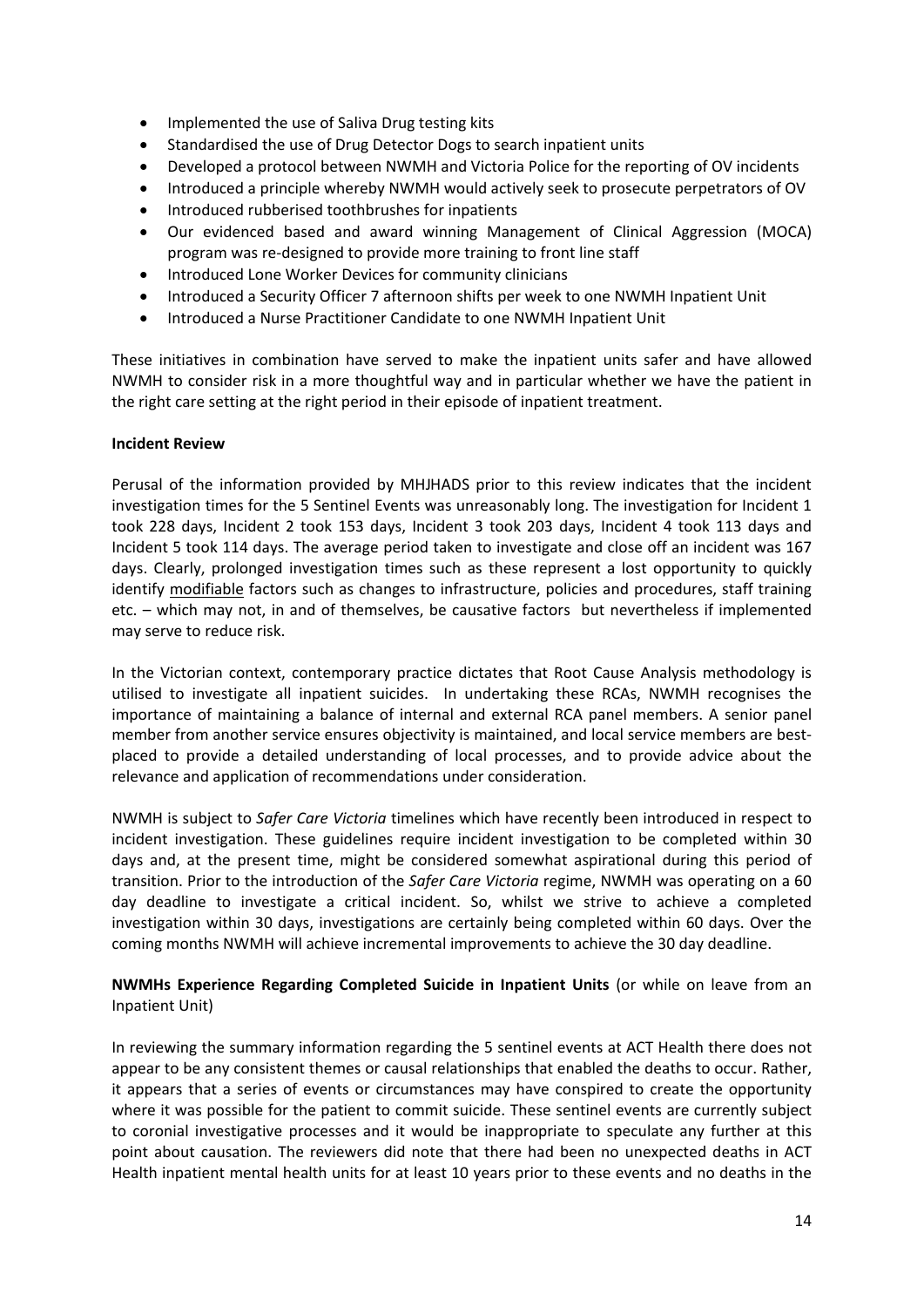- Implemented the use of Saliva Drug testing kits
- Standardised the use of Drug Detector Dogs to search inpatient units
- Developed a protocol between NWMH and Victoria Police for the reporting of OV incidents
- Introduced a principle whereby NWMH would actively seek to prosecute perpetrators of OV
- Introduced rubberised toothbrushes for inpatients
- Our evidenced based and award winning Management of Clinical Aggression (MOCA) program was re-designed to provide more training to front line staff
- Introduced Lone Worker Devices for community clinicians
- Introduced a Security Officer 7 afternoon shifts per week to one NWMH Inpatient Unit
- Introduced a Nurse Practitioner Candidate to one NWMH Inpatient Unit

These initiatives in combination have served to make the inpatient units safer and have allowed NWMH to consider risk in a more thoughtful way and in particular whether we have the patient in the right care setting at the right period in their episode of inpatient treatment.

**Incident Review**

Perusal of the information provided by MHJHADS prior to this review indicates that the incident investigation times for the 5 Sentinel Events was unreasonably long. The investigation for Incident 1 took 228 days, Incident 2 took 153 days, Incident 3 took 203 days, Incident 4 took 113 days and Incident 5 took 114 days. The average period taken to investigate and close off an incident was 167 days. Clearly, prolonged investigation times such as these represent a lost opportunity to quickly identify <u>modifiable</u> factors such as changes to infrastructure, policies and procedures, staff training etc. – which may not, in and of themselves, be causative factors but nevertheless if implemented may serve to reduce risk.

In the Victorian context, contemporary practice dictates that Root Cause Analysis methodology is utilised to investigate all inpatient suicides. In undertaking these RCAs, NWMH recognises the importance of maintaining a balance of internal and external RCA panel members. A senior panel member from another service ensures objectivity is maintained, and local service members are best-placed to provide a detailed understanding of local processes, and to provide advice about the relevance and application of recommendations under consideration.

NWMH is subject to *Safer Care Victoria* timelines which have recently been introduced in respect to incident investigation. These guidelines require incident investigation to be completed within 30 days and, at the present time, might be considered somewhat aspirational during this period of transition. Prior to the introduction of the *Safer Care Victoria* regime, NWMH was operating on a 60 day deadline to investigate a critical incident. So, whilst we strive to achieve a completed investigation within 30 days, investigations are certainly being completed within 60 days. Over the coming months NWMH will achieve incremental improvements to achieve the 30 day deadline.

**NWMHs Experience Regarding Completed Suicide in Inpatient Units** (or while on leave from an Inpatient Unit)

In reviewing the summary information regarding the 5 sentinel events at ACT Health there does not appear to be any consistent themes or causal relationships that enabled the deaths to occur. Rather, it appears that a series of events or circumstances may have conspired to create the opportunity where it was possible for the patient to commit suicide. These sentinel events are currently subject to coronial investigative processes and it would be inappropriate to speculate any further at this point about causation. The reviewers did note that there had been no unexpected deaths in ACT Health inpatient mental health units for at least 10 years prior to these events and no deaths in the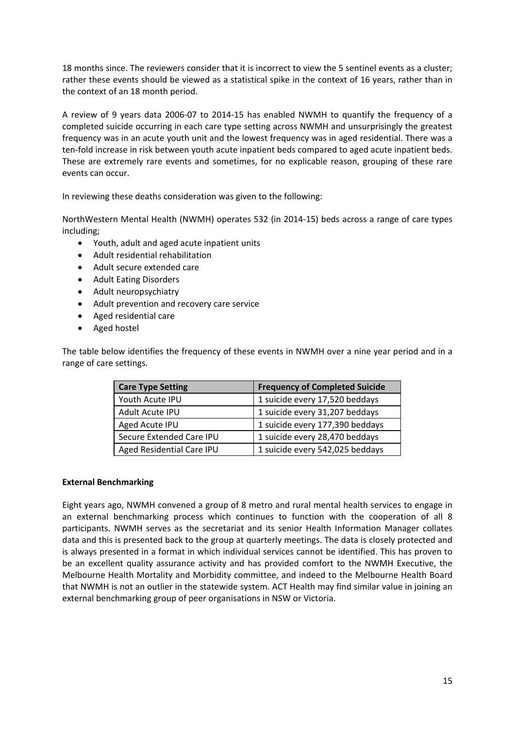18 months since. The reviewers consider that it is incorrect to view the 5 sentinel events as a cluster; rather these events should be viewed as a statistical spike in the context of 16 years, rather than in the context of an 18 month period.

A review of 9 years data 2006-07 to 2014-15 has enabled NWMH to quantify the frequency of a completed suicide occurring in each care type setting across NWMH and unsurprisingly the greatest frequency was in an acute youth unit and the lowest frequency was in aged residential. There was a ten-fold increase in risk between youth acute inpatient beds compared to aged acute inpatient beds. These are extremely rare events and sometimes, for no explicable reason, grouping of these rare events can occur.

In reviewing these deaths consideration was given to the following:

NorthWestern Mental Health (NWMH) operates 532 (in 2014-15) beds across a range of care types including;

- Youth, adult and aged acute inpatient units
- Adult residential rehabilitation
- Adult secure extended care
- Adult Eating Disorders
- Adult neuropsychiatry
- Adult prevention and recovery care service
- Aged residential care
- Aged hostel

The table below identifies the frequency of these events in NWMH over a nine year period and in a range of care settings.

| Care Type Setting | Frequency of Completed Suicide |
|---|---|
| Youth Acute IPU | 1 suicide every 17,520 beddays |
| Adult Acute IPU | 1 suicide every 31,207 beddays |
| Aged Acute IPU | 1 suicide every 177,390 beddays |
| Secure Extended Care IPU | 1 suicide every 28,470 beddays |
| Aged Residential Care IPU | 1 suicide every 542,025 beddays |

**External Benchmarking**

Eight years ago, NWMH convened a group of 8 metro and rural mental health services to engage in an external benchmarking process which continues to function with the cooperation of all 8 participants. NWMH serves as the secretariat and its senior Health Information Manager collates data and this is presented back to the group at quarterly meetings. The data is closely protected and is always presented in a format in which individual services cannot be identified. This has proven to be an excellent quality assurance activity and has provided comfort to the NWMH Executive, the Melbourne Health Mortality and Morbidity committee, and indeed to the Melbourne Health Board that NWMH is not an outlier in the statewide system. ACT Health may find similar value in joining an external benchmarking group of peer organisations in NSW or Victoria.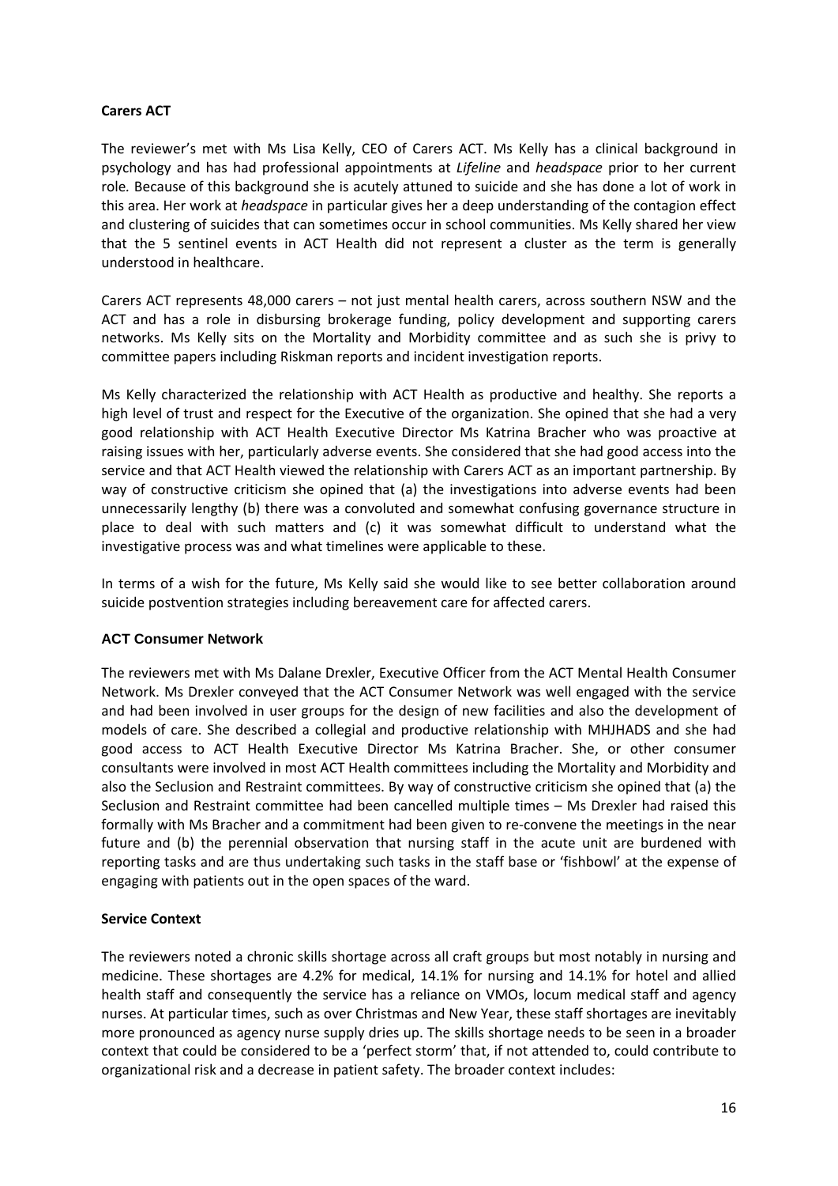**Carers ACT**

The reviewer's met with Ms Lisa Kelly, CEO of Carers ACT. Ms Kelly has a clinical background in psychology and has had professional appointments at *Lifeline* and *headspace* prior to her current role. Because of this background she is acutely attuned to suicide and she has done a lot of work in this area. Her work at *headspace* in particular gives her a deep understanding of the contagion effect and clustering of suicides that can sometimes occur in school communities. Ms Kelly shared her view that the 5 sentinel events in ACT Health did not represent a cluster as the term is generally understood in healthcare.

Carers ACT represents 48,000 carers – not just mental health carers, across southern NSW and the ACT and has a role in disbursing brokerage funding, policy development and supporting carers networks. Ms Kelly sits on the Mortality and Morbidity committee and as such she is privy to committee papers including Riskman reports and incident investigation reports.

Ms Kelly characterized the relationship with ACT Health as productive and healthy. She reports a high level of trust and respect for the Executive of the organization. She opined that she had a very good relationship with ACT Health Executive Director Ms Katrina Bracher who was proactive at raising issues with her, particularly adverse events. She considered that she had good access into the service and that ACT Health viewed the relationship with Carers ACT as an important partnership. By way of constructive criticism she opined that (a) the investigations into adverse events had been unnecessarily lengthy (b) there was a convoluted and somewhat confusing governance structure in place to deal with such matters and (c) it was somewhat difficult to understand what the investigative process was and what timelines were applicable to these.

In terms of a wish for the future, Ms Kelly said she would like to see better collaboration around suicide postvention strategies including bereavement care for affected carers.

**ACT Consumer Network**

The reviewers met with Ms Dalane Drexler, Executive Officer from the ACT Mental Health Consumer Network. Ms Drexler conveyed that the ACT Consumer Network was well engaged with the service and had been involved in user groups for the design of new facilities and also the development of models of care. She described a collegial and productive relationship with MHJHADS and she had good access to ACT Health Executive Director Ms Katrina Bracher. She, or other consumer consultants were involved in most ACT Health committees including the Mortality and Morbidity and also the Seclusion and Restraint committees. By way of constructive criticism she opined that (a) the Seclusion and Restraint committee had been cancelled multiple times – Ms Drexler had raised this formally with Ms Bracher and a commitment had been given to re-convene the meetings in the near future and (b) the perennial observation that nursing staff in the acute unit are burdened with reporting tasks and are thus undertaking such tasks in the staff base or 'fishbowl' at the expense of engaging with patients out in the open spaces of the ward.

**Service Context**

The reviewers noted a chronic skills shortage across all craft groups but most notably in nursing and medicine. These shortages are 4.2% for medical, 14.1% for nursing and 14.1% for hotel and allied health staff and consequently the service has a reliance on VMOs, locum medical staff and agency nurses. At particular times, such as over Christmas and New Year, these staff shortages are inevitably more pronounced as agency nurse supply dries up. The skills shortage needs to be seen in a broader context that could be considered to be a 'perfect storm' that, if not attended to, could contribute to organizational risk and a decrease in patient safety. The broader context includes: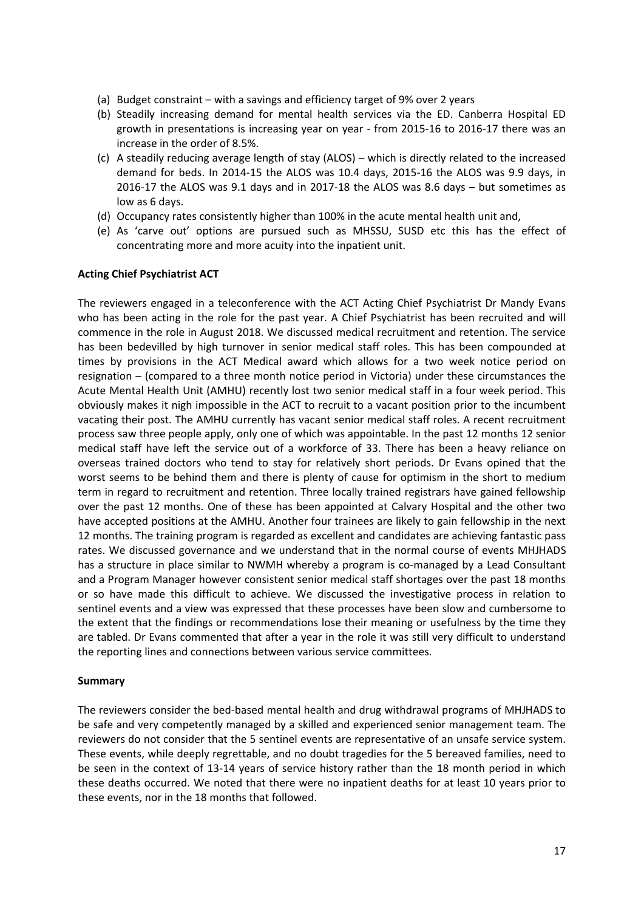(a) Budget constraint – with a savings and efficiency target of 9% over 2 years
(b) Steadily increasing demand for mental health services via the ED. Canberra Hospital ED growth in presentations is increasing year on year - from 2015-16 to 2016-17 there was an increase in the order of 8.5%.
(c) A steadily reducing average length of stay (ALOS) – which is directly related to the increased demand for beds. In 2014-15 the ALOS was 10.4 days, 2015-16 the ALOS was 9.9 days, in 2016-17 the ALOS was 9.1 days and in 2017-18 the ALOS was 8.6 days – but sometimes as low as 6 days.
(d) Occupancy rates consistently higher than 100% in the acute mental health unit and,
(e) As 'carve out' options are pursued such as MHSSU, SUSD etc this has the effect of concentrating more and more acuity into the inpatient unit.

**Acting Chief Psychiatrist ACT**

The reviewers engaged in a teleconference with the ACT Acting Chief Psychiatrist Dr Mandy Evans who has been acting in the role for the past year. A Chief Psychiatrist has been recruited and will commence in the role in August 2018. We discussed medical recruitment and retention. The service has been bedevilled by high turnover in senior medical staff roles. This has been compounded at times by provisions in the ACT Medical award which allows for a two week notice period on resignation – (compared to a three month notice period in Victoria) under these circumstances the Acute Mental Health Unit (AMHU) recently lost two senior medical staff in a four week period. This obviously makes it nigh impossible in the ACT to recruit to a vacant position prior to the incumbent vacating their post. The AMHU currently has vacant senior medical staff roles. A recent recruitment process saw three people apply, only one of which was appointable. In the past 12 months 12 senior medical staff have left the service out of a workforce of 33. There has been a heavy reliance on overseas trained doctors who tend to stay for relatively short periods. Dr Evans opined that the worst seems to be behind them and there is plenty of cause for optimism in the short to medium term in regard to recruitment and retention. Three locally trained registrars have gained fellowship over the past 12 months. One of these has been appointed at Calvary Hospital and the other two have accepted positions at the AMHU. Another four trainees are likely to gain fellowship in the next 12 months. The training program is regarded as excellent and candidates are achieving fantastic pass rates. We discussed governance and we understand that in the normal course of events MHJHADS has a structure in place similar to NWMH whereby a program is co-managed by a Lead Consultant and a Program Manager however consistent senior medical staff shortages over the past 18 months or so have made this difficult to achieve. We discussed the investigative process in relation to sentinel events and a view was expressed that these processes have been slow and cumbersome to the extent that the findings or recommendations lose their meaning or usefulness by the time they are tabled. Dr Evans commented that after a year in the role it was still very difficult to understand the reporting lines and connections between various service committees.

**Summary**

The reviewers consider the bed-based mental health and drug withdrawal programs of MHJHADS to be safe and very competently managed by a skilled and experienced senior management team. The reviewers do not consider that the 5 sentinel events are representative of an unsafe service system. These events, while deeply regrettable, and no doubt tragedies for the 5 bereaved families, need to be seen in the context of 13-14 years of service history rather than the 18 month period in which these deaths occurred. We noted that there were no inpatient deaths for at least 10 years prior to these events, nor in the 18 months that followed.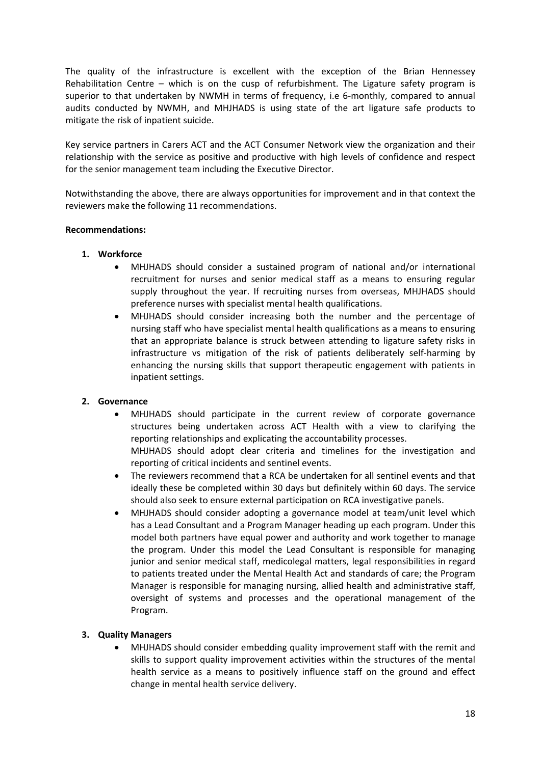The quality of the infrastructure is excellent with the exception of the Brian Hennessey Rehabilitation Centre – which is on the cusp of refurbishment. The Ligature safety program is superior to that undertaken by NWMH in terms of frequency, i.e 6-monthly, compared to annual audits conducted by NWMH, and MHJHADS is using state of the art ligature safe products to mitigate the risk of inpatient suicide.

Key service partners in Carers ACT and the ACT Consumer Network view the organization and their relationship with the service as positive and productive with high levels of confidence and respect for the senior management team including the Executive Director.

Notwithstanding the above, there are always opportunities for improvement and in that context the reviewers make the following 11 recommendations.

**Recommendations:**

1. **Workforce**
    - MHJHADS should consider a sustained program of national and/or international recruitment for nurses and senior medical staff as a means to ensuring regular supply throughout the year. If recruiting nurses from overseas, MHJHADS should preference nurses with specialist mental health qualifications.
    - MHJHADS should consider increasing both the number and the percentage of nursing staff who have specialist mental health qualifications as a means to ensuring that an appropriate balance is struck between attending to ligature safety risks in infrastructure vs mitigation of the risk of patients deliberately self-harming by enhancing the nursing skills that support therapeutic engagement with patients in inpatient settings.

2. **Governance**
    - MHJHADS should participate in the current review of corporate governance structures being undertaken across ACT Health with a view to clarifying the reporting relationships and explicating the accountability processes.
      MHJHADS should adopt clear criteria and timelines for the investigation and reporting of critical incidents and sentinel events.
    - The reviewers recommend that a RCA be undertaken for all sentinel events and that ideally these be completed within 30 days but definitely within 60 days. The service should also seek to ensure external participation on RCA investigative panels.
    - MHJHADS should consider adopting a governance model at team/unit level which has a Lead Consultant and a Program Manager heading up each program. Under this model both partners have equal power and authority and work together to manage the program. Under this model the Lead Consultant is responsible for managing junior and senior medical staff, medicolegal matters, legal responsibilities in regard to patients treated under the Mental Health Act and standards of care; the Program Manager is responsible for managing nursing, allied health and administrative staff, oversight of systems and processes and the operational management of the Program.

3. **Quality Managers**
    - MHJHADS should consider embedding quality improvement staff with the remit and skills to support quality improvement activities within the structures of the mental health service as a means to positively influence staff on the ground and effect change in mental health service delivery.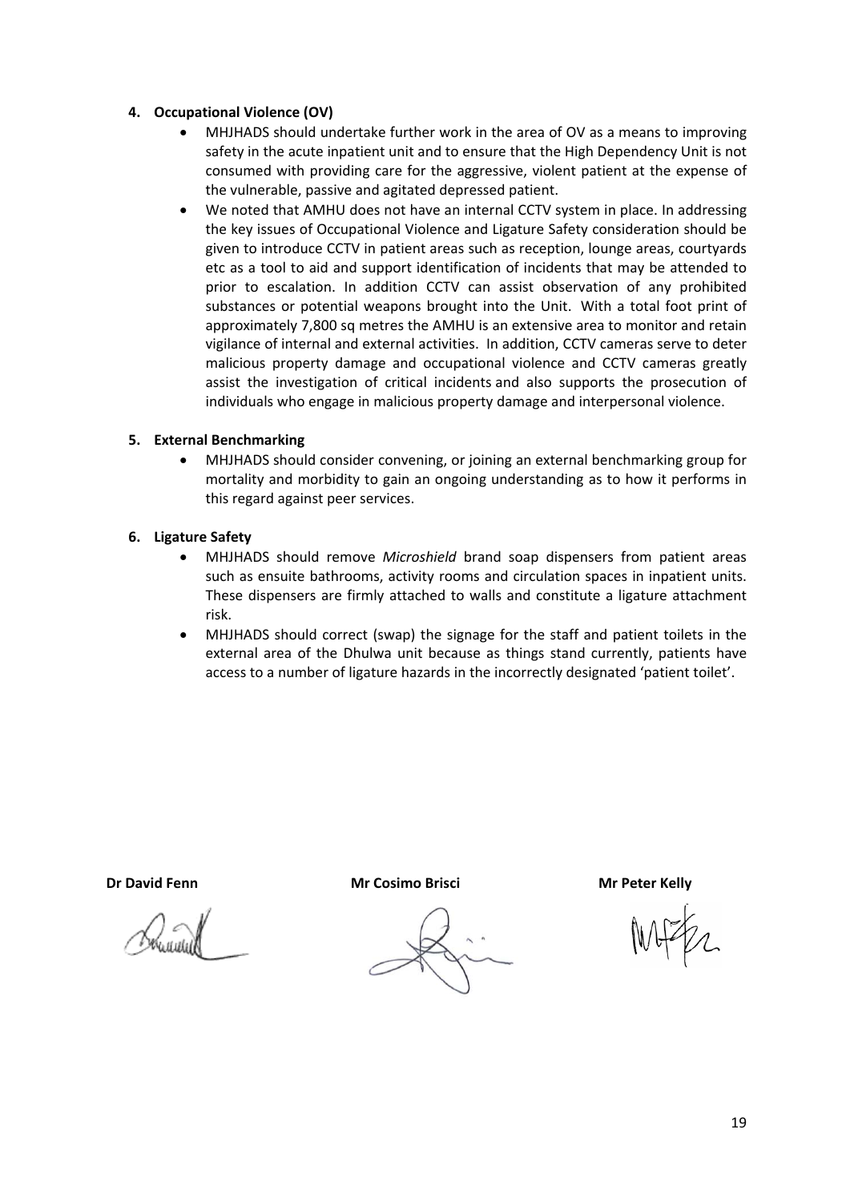4. **Occupational Violence (OV)**
    - MHJHADS should undertake further work in the area of OV as a means to improving safety in the acute inpatient unit and to ensure that the High Dependency Unit is not consumed with providing care for the aggressive, violent patient at the expense of the vulnerable, passive and agitated depressed patient.
    - We noted that AMHU does not have an internal CCTV system in place. In addressing the key issues of Occupational Violence and Ligature Safety consideration should be given to introduce CCTV in patient areas such as reception, lounge areas, courtyards etc as a tool to aid and support identification of incidents that may be attended to prior to escalation. In addition CCTV can assist observation of any prohibited substances or potential weapons brought into the Unit. With a total foot print of approximately 7,800 sq metres the AMHU is an extensive area to monitor and retain vigilance of internal and external activities. In addition, CCTV cameras serve to deter malicious property damage and occupational violence and CCTV cameras greatly assist the investigation of critical incidents and also supports the prosecution of individuals who engage in malicious property damage and interpersonal violence.

5. **External Benchmarking**
    - MHJHADS should consider convening, or joining an external benchmarking group for mortality and morbidity to gain an ongoing understanding as to how it performs in this regard against peer services.

6. **Ligature Safety**
    - MHJHADS should remove *Microshield* brand soap dispensers from patient areas such as ensuite bathrooms, activity rooms and circulation spaces in inpatient units. These dispensers are firmly attached to walls and constitute a ligature attachment risk.
    - MHJHADS should correct (swap) the signage for the staff and patient toilets in the external area of the Dhulwa unit because as things stand currently, patients have access to a number of ligature hazards in the incorrectly designated 'patient toilet'.

| **Dr David Fenn** | **Mr Cosimo Brisci** | **Mr Peter Kelly** |
|---|---|---|